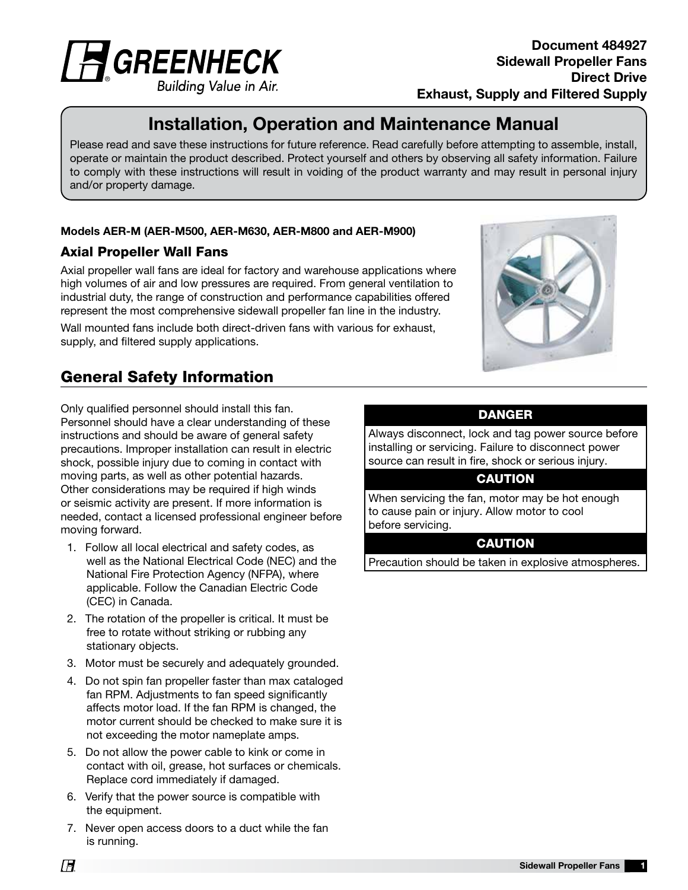Document 484927
**Sidewall Propeller Fans**
**Direct Drive**
**Exhaust, Supply and Filtered Supply**

# Installation, Operation and Maintenance Manual

Please read and save these instructions for future reference. Read carefully before attempting to assemble, install, operate or maintain the product described. Protect yourself and others by observing all safety information. Failure to comply with these instructions will result in voiding of the product warranty and may result in personal injury and/or property damage.

**Models AER-M (AER-M500, AER-M630, AER-M800 and AER-M900)**

### Axial Propeller Wall Fans

Axial propeller wall fans are ideal for factory and warehouse applications where high volumes of air and low pressures are required. From general ventilation to industrial duty, the range of construction and performance capabilities offered represent the most comprehensive sidewall propeller fan line in the industry.

Wall mounted fans include both direct-driven fans with various for exhaust, supply, and filtered supply applications.

## General Safety Information

Only qualified personnel should install this fan. Personnel should have a clear understanding of these instructions and should be aware of general safety precautions. Improper installation can result in electric shock, possible injury due to coming in contact with moving parts, as well as other potential hazards. Other considerations may be required if high winds or seismic activity are present. If more information is needed, contact a licensed professional engineer before moving forward.

1. Follow all local electrical and safety codes, as well as the National Electrical Code (NEC) and the National Fire Protection Agency (NFPA), where applicable. Follow the Canadian Electric Code (CEC) in Canada.
2. The rotation of the propeller is critical. It must be free to rotate without striking or rubbing any stationary objects.
3. Motor must be securely and adequately grounded.
4. Do not spin fan propeller faster than max cataloged fan RPM. Adjustments to fan speed significantly affects motor load. If the fan RPM is changed, the motor current should be checked to make sure it is not exceeding the motor nameplate amps.
5. Do not allow the power cable to kink or come in contact with oil, grease, hot surfaces or chemicals. Replace cord immediately if damaged.
6. Verify that the power source is compatible with the equipment.
7. Never open access doors to a duct while the fan is running.

**DANGER**

Always disconnect, lock and tag power source before installing or servicing. Failure to disconnect power source can result in fire, shock or serious injury.

**CAUTION**

When servicing the fan, motor may be hot enough to cause pain or injury. Allow motor to cool before servicing.

**CAUTION**

Precaution should be taken in explosive atmospheres.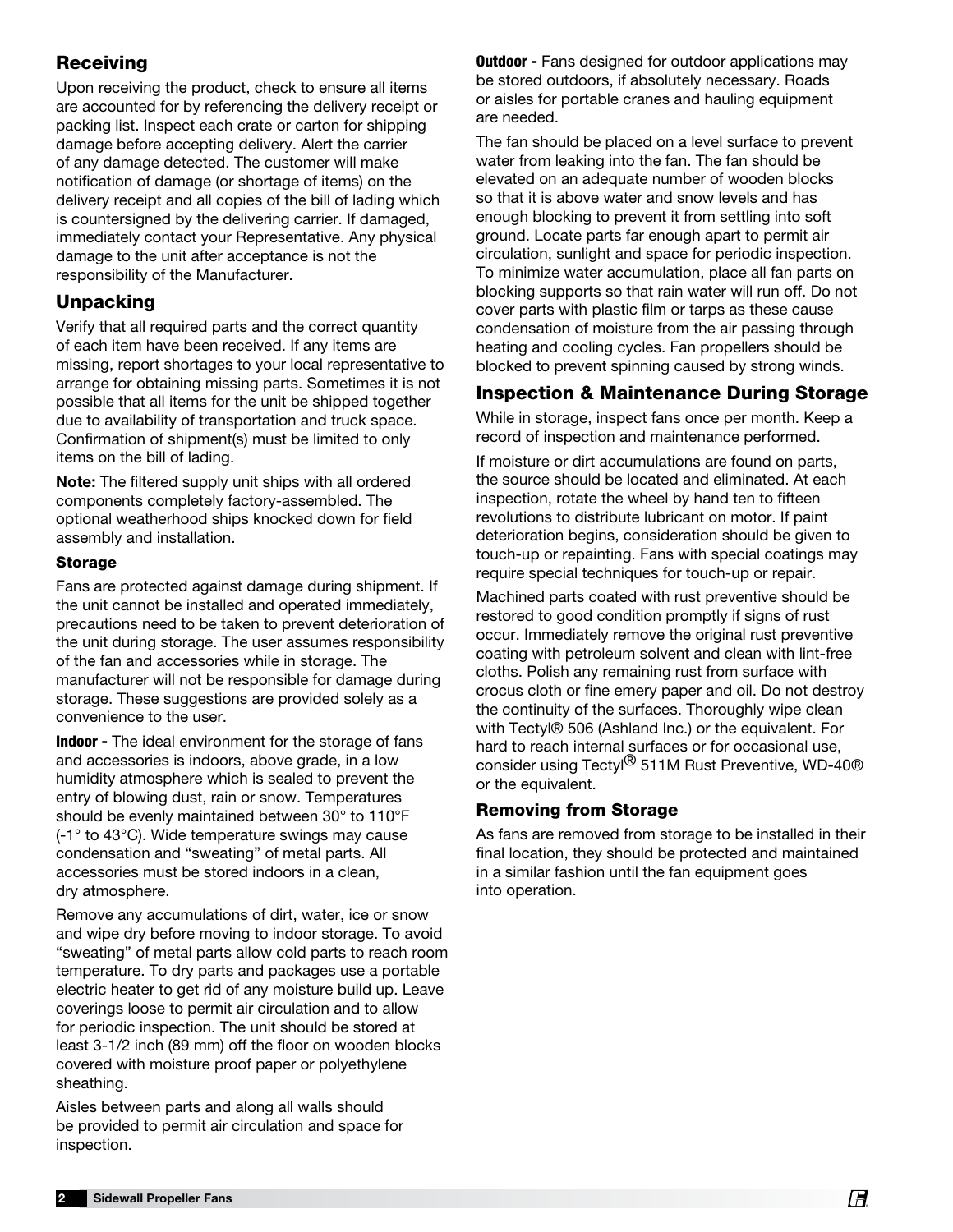## Receiving

Upon receiving the product, check to ensure all items are accounted for by referencing the delivery receipt or packing list. Inspect each crate or carton for shipping damage before accepting delivery. Alert the carrier of any damage detected. The customer will make notification of damage (or shortage of items) on the delivery receipt and all copies of the bill of lading which is countersigned by the delivering carrier. If damaged, immediately contact your Representative. Any physical damage to the unit after acceptance is not the responsibility of the Manufacturer.

## Unpacking

Verify that all required parts and the correct quantity of each item have been received. If any items are missing, report shortages to your local representative to arrange for obtaining missing parts. Sometimes it is not possible that all items for the unit be shipped together due to availability of transportation and truck space. Confirmation of shipment(s) must be limited to only items on the bill of lading.

**Note:** The filtered supply unit ships with all ordered components completely factory-assembled. The optional weatherhood ships knocked down for field assembly and installation.

### Storage

Fans are protected against damage during shipment. If the unit cannot be installed and operated immediately, precautions need to be taken to prevent deterioration of the unit during storage. The user assumes responsibility of the fan and accessories while in storage. The manufacturer will not be responsible for damage during storage. These suggestions are provided solely as a convenience to the user.

**Indoor -** The ideal environment for the storage of fans and accessories is indoors, above grade, in a low humidity atmosphere which is sealed to prevent the entry of blowing dust, rain or snow. Temperatures should be evenly maintained between 30° to 110°F (-1° to 43°C). Wide temperature swings may cause condensation and "sweating" of metal parts. All accessories must be stored indoors in a clean, dry atmosphere.

Remove any accumulations of dirt, water, ice or snow and wipe dry before moving to indoor storage. To avoid "sweating" of metal parts allow cold parts to reach room temperature. To dry parts and packages use a portable electric heater to get rid of any moisture build up. Leave coverings loose to permit air circulation and to allow for periodic inspection. The unit should be stored at least 3-1/2 inch (89 mm) off the floor on wooden blocks covered with moisture proof paper or polyethylene sheathing.

Aisles between parts and along all walls should be provided to permit air circulation and space for inspection.

**Outdoor -** Fans designed for outdoor applications may be stored outdoors, if absolutely necessary. Roads or aisles for portable cranes and hauling equipment are needed.

The fan should be placed on a level surface to prevent water from leaking into the fan. The fan should be elevated on an adequate number of wooden blocks so that it is above water and snow levels and has enough blocking to prevent it from settling into soft ground. Locate parts far enough apart to permit air circulation, sunlight and space for periodic inspection. To minimize water accumulation, place all fan parts on blocking supports so that rain water will run off. Do not cover parts with plastic film or tarps as these cause condensation of moisture from the air passing through heating and cooling cycles. Fan propellers should be blocked to prevent spinning caused by strong winds.

## Inspection & Maintenance During Storage

While in storage, inspect fans once per month. Keep a record of inspection and maintenance performed.

If moisture or dirt accumulations are found on parts, the source should be located and eliminated. At each inspection, rotate the wheel by hand ten to fifteen revolutions to distribute lubricant on motor. If paint deterioration begins, consideration should be given to touch-up or repainting. Fans with special coatings may require special techniques for touch-up or repair.

Machined parts coated with rust preventive should be restored to good condition promptly if signs of rust occur. Immediately remove the original rust preventive coating with petroleum solvent and clean with lint-free cloths. Polish any remaining rust from surface with crocus cloth or fine emery paper and oil. Do not destroy the continuity of the surfaces. Thoroughly wipe clean with Tectyl® 506 (Ashland Inc.) or the equivalent. For hard to reach internal surfaces or for occasional use, consider using Tectyl® 511M Rust Preventive, WD-40® or the equivalent.

### Removing from Storage

As fans are removed from storage to be installed in their final location, they should be protected and maintained in a similar fashion until the fan equipment goes into operation.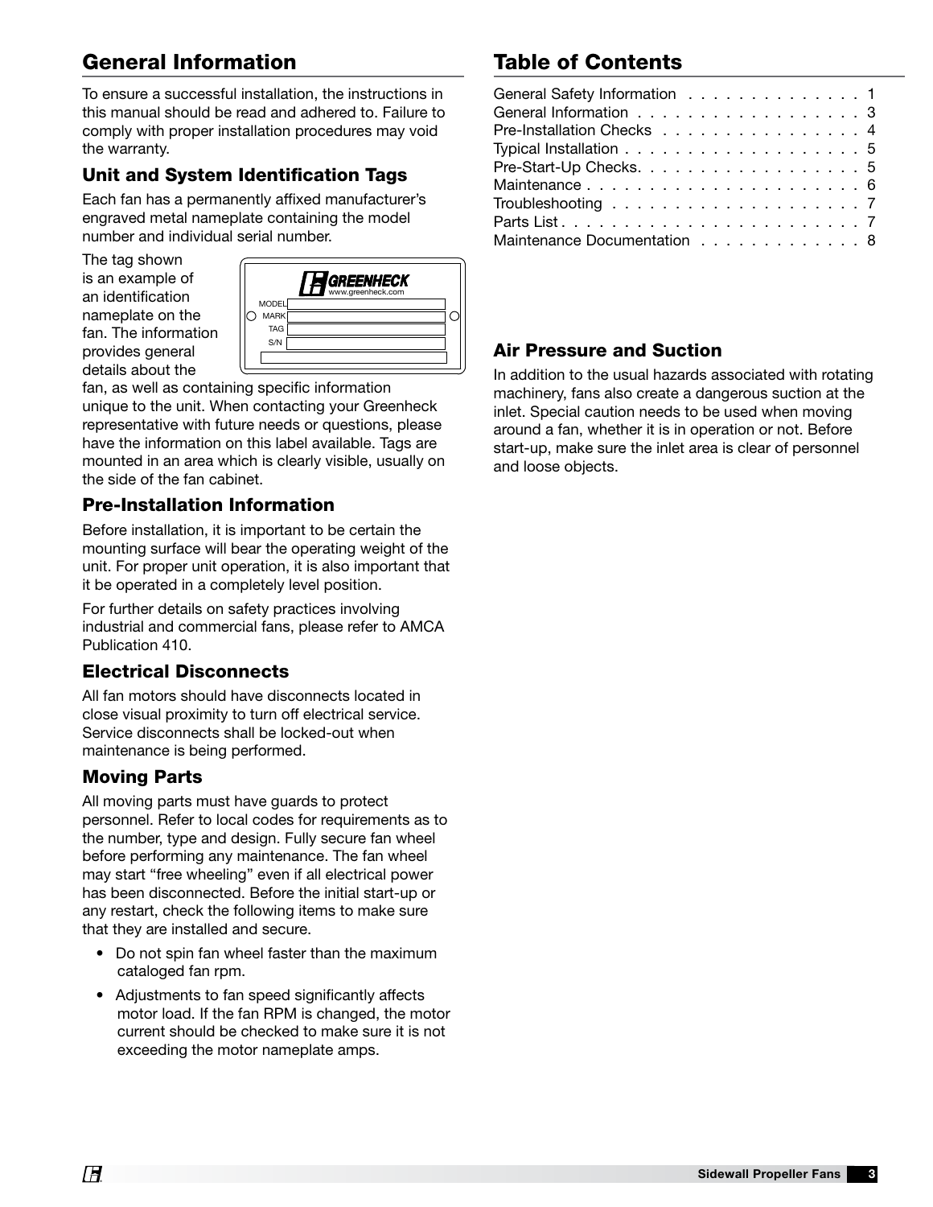## General Information

To ensure a successful installation, the instructions in this manual should be read and adhered to. Failure to comply with proper installation procedures may void the warranty.

### Unit and System Identification Tags

Each fan has a permanently affixed manufacturer's engraved metal nameplate containing the model number and individual serial number.

The tag shown is an example of an identification nameplate on the fan. The information provides general details about the fan, as well as containing specific information unique to the unit. When contacting your Greenheck representative with future needs or questions, please have the information on this label available. Tags are mounted in an area which is clearly visible, usually on the side of the fan cabinet.

GREENHECK
www.greenheck.com
MODEL
MARK
TAG
S/N

### Pre-Installation Information

Before installation, it is important to be certain the mounting surface will bear the operating weight of the unit. For proper unit operation, it is also important that it be operated in a completely level position.

For further details on safety practices involving industrial and commercial fans, please refer to AMCA Publication 410.

### Electrical Disconnects

All fan motors should have disconnects located in close visual proximity to turn off electrical service. Service disconnects shall be locked-out when maintenance is being performed.

### Moving Parts

All moving parts must have guards to protect personnel. Refer to local codes for requirements as to the number, type and design. Fully secure fan wheel before performing any maintenance. The fan wheel may start "free wheeling" even if all electrical power has been disconnected. Before the initial start-up or any restart, check the following items to make sure that they are installed and secure.

- Do not spin fan wheel faster than the maximum cataloged fan rpm.
- Adjustments to fan speed significantly affects motor load. If the fan RPM is changed, the motor current should be checked to make sure it is not exceeding the motor nameplate amps.

## Table of Contents

| Section | Page |
|---|---|
| General Safety Information | 1 |
| General Information | 3 |
| Pre-Installation Checks | 4 |
| Typical Installation | 5 |
| Pre-Start-Up Checks | 5 |
| Maintenance | 6 |
| Troubleshooting | 7 |
| Parts List | 7 |
| Maintenance Documentation | 8 |

### Air Pressure and Suction

In addition to the usual hazards associated with rotating machinery, fans also create a dangerous suction at the inlet. Special caution needs to be used when moving around a fan, whether it is in operation or not. Before start-up, make sure the inlet area is clear of personnel and loose objects.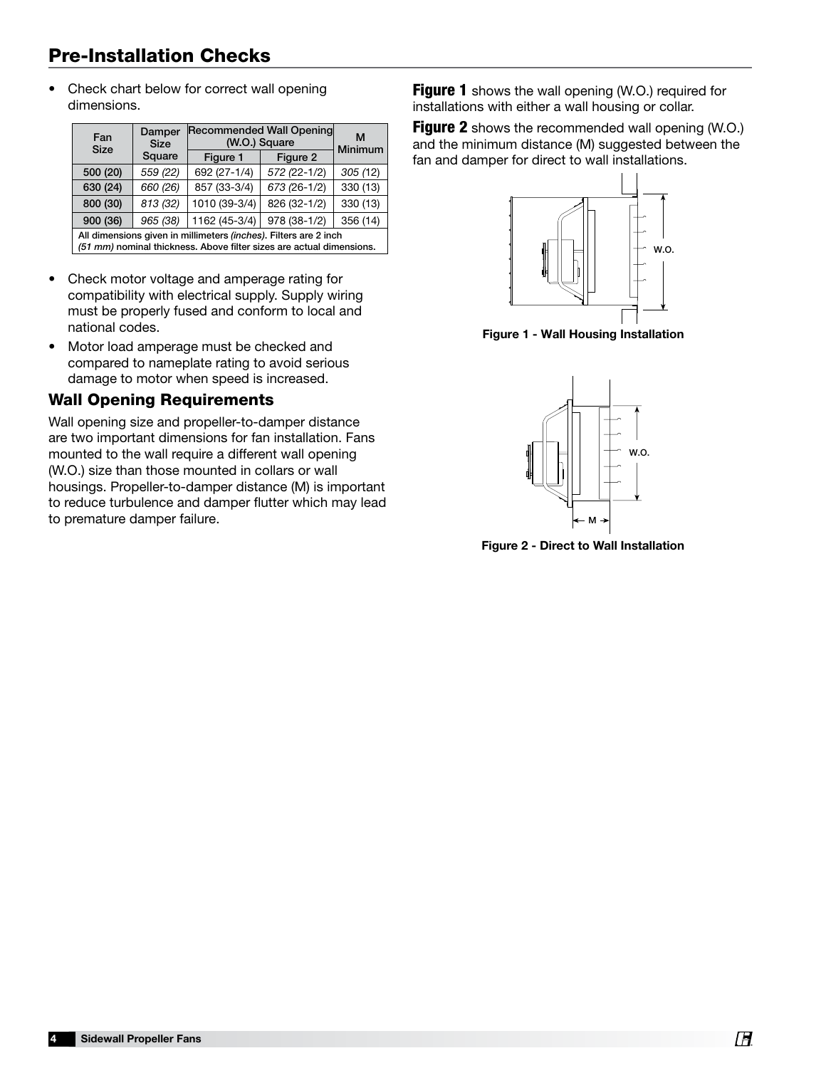## Pre-Installation Checks

- Check chart below for correct wall opening dimensions.

| Fan Size | Damper Size Square | Recommended Wall Opening (W.O.) Square | | M Minimum |
|---|---|---|---|---|
| | | Figure 1 | Figure 2 | |
| 500 (20) | *559 (22)* | 692 (27-1/4) | *572 (22-1/2)* | *305 (12)* |
| 630 (24) | *660 (26)* | 857 (33-3/4) | *673 (26-1/2)* | 330 (13) |
| 800 (30) | *813 (32)* | 1010 (39-3/4) | 826 (32-1/2) | 330 (13) |
| 900 (36) | *965 (38)* | 1162 (45-3/4) | 978 (38-1/2) | 356 (14) |
| All dimensions given in millimeters *(inches)*. Filters are 2 inch *(51 mm)* nominal thickness. Above filter sizes are actual dimensions. | | | | |

- Check motor voltage and amperage rating for compatibility with electrical supply. Supply wiring must be properly fused and conform to local and national codes.
- Motor load amperage must be checked and compared to nameplate rating to avoid serious damage to motor when speed is increased.

### Wall Opening Requirements

Wall opening size and propeller-to-damper distance are two important dimensions for fan installation. Fans mounted to the wall require a different wall opening (W.O.) size than those mounted in collars or wall housings. Propeller-to-damper distance (M) is important to reduce turbulence and damper flutter which may lead to premature damper failure.

**Figure 1** shows the wall opening (W.O.) required for installations with either a wall housing or collar.

**Figure 2** shows the recommended wall opening (W.O.) and the minimum distance (M) suggested between the fan and damper for direct to wall installations.

W.O.

**Figure 1 - Wall Housing Installation**

W.O.

M

**Figure 2 - Direct to Wall Installation**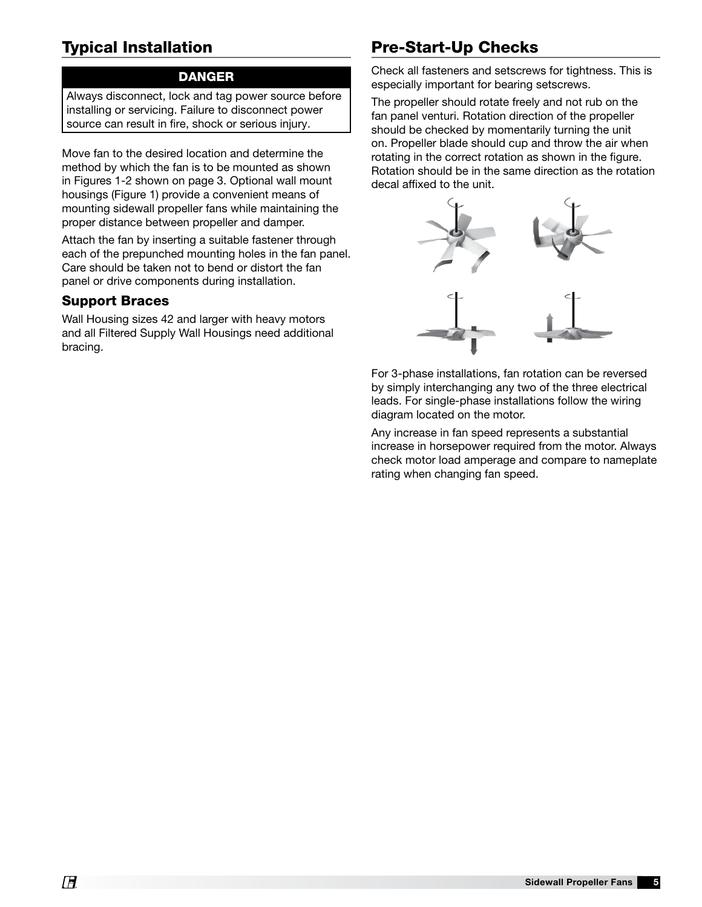## Typical Installation

**DANGER**

Always disconnect, lock and tag power source before installing or servicing. Failure to disconnect power source can result in fire, shock or serious injury.

Move fan to the desired location and determine the method by which the fan is to be mounted as shown in Figures 1-2 shown on page 3. Optional wall mount housings (Figure 1) provide a convenient means of mounting sidewall propeller fans while maintaining the proper distance between propeller and damper.

Attach the fan by inserting a suitable fastener through each of the prepunched mounting holes in the fan panel. Care should be taken not to bend or distort the fan panel or drive components during installation.

### Support Braces

Wall Housing sizes 42 and larger with heavy motors and all Filtered Supply Wall Housings need additional bracing.

## Pre-Start-Up Checks

Check all fasteners and setscrews for tightness. This is especially important for bearing setscrews.

The propeller should rotate freely and not rub on the fan panel venturi. Rotation direction of the propeller should be checked by momentarily turning the unit on. Propeller blade should cup and throw the air when rotating in the correct rotation as shown in the figure. Rotation should be in the same direction as the rotation decal affixed to the unit.

For 3-phase installations, fan rotation can be reversed by simply interchanging any two of the three electrical leads. For single-phase installations follow the wiring diagram located on the motor.

Any increase in fan speed represents a substantial increase in horsepower required from the motor. Always check motor load amperage and compare to nameplate rating when changing fan speed.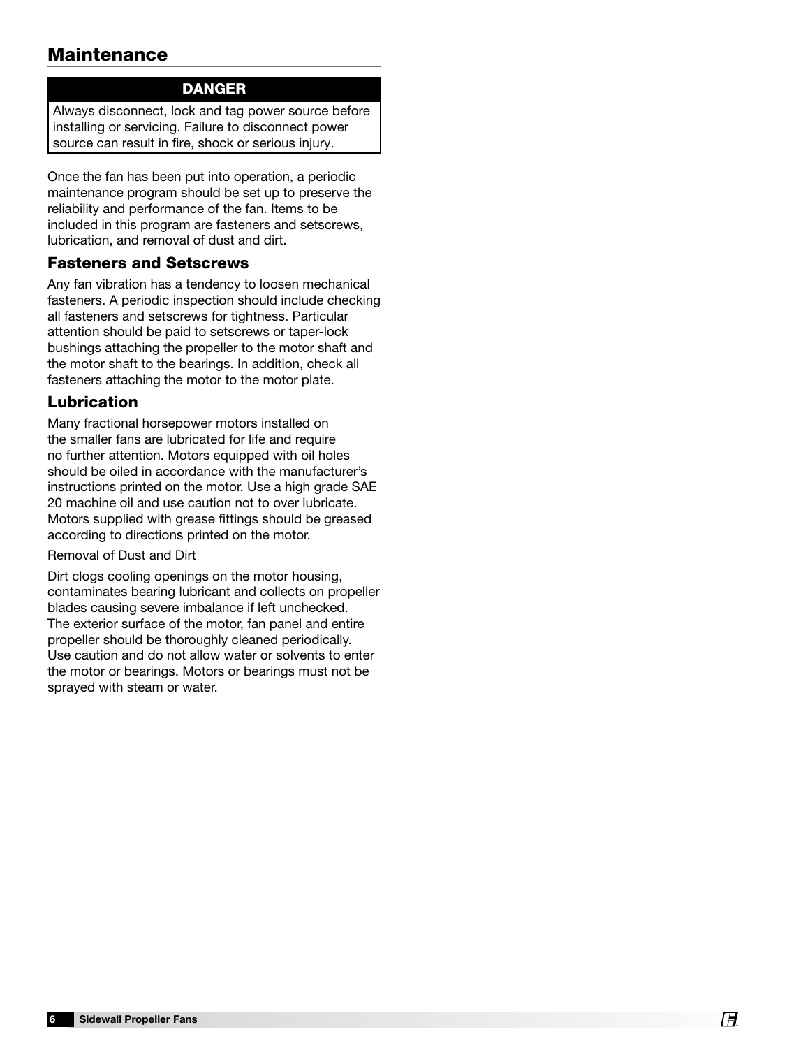## Maintenance

**DANGER**

Always disconnect, lock and tag power source before installing or servicing. Failure to disconnect power source can result in fire, shock or serious injury.

Once the fan has been put into operation, a periodic maintenance program should be set up to preserve the reliability and performance of the fan. Items to be included in this program are fasteners and setscrews, lubrication, and removal of dust and dirt.

### Fasteners and Setscrews

Any fan vibration has a tendency to loosen mechanical fasteners. A periodic inspection should include checking all fasteners and setscrews for tightness. Particular attention should be paid to setscrews or taper-lock bushings attaching the propeller to the motor shaft and the motor shaft to the bearings. In addition, check all fasteners attaching the motor to the motor plate.

### Lubrication

Many fractional horsepower motors installed on the smaller fans are lubricated for life and require no further attention. Motors equipped with oil holes should be oiled in accordance with the manufacturer's instructions printed on the motor. Use a high grade SAE 20 machine oil and use caution not to over lubricate. Motors supplied with grease fittings should be greased according to directions printed on the motor.

Removal of Dust and Dirt

Dirt clogs cooling openings on the motor housing, contaminates bearing lubricant and collects on propeller blades causing severe imbalance if left unchecked. The exterior surface of the motor, fan panel and entire propeller should be thoroughly cleaned periodically. Use caution and do not allow water or solvents to enter the motor or bearings. Motors or bearings must not be sprayed with steam or water.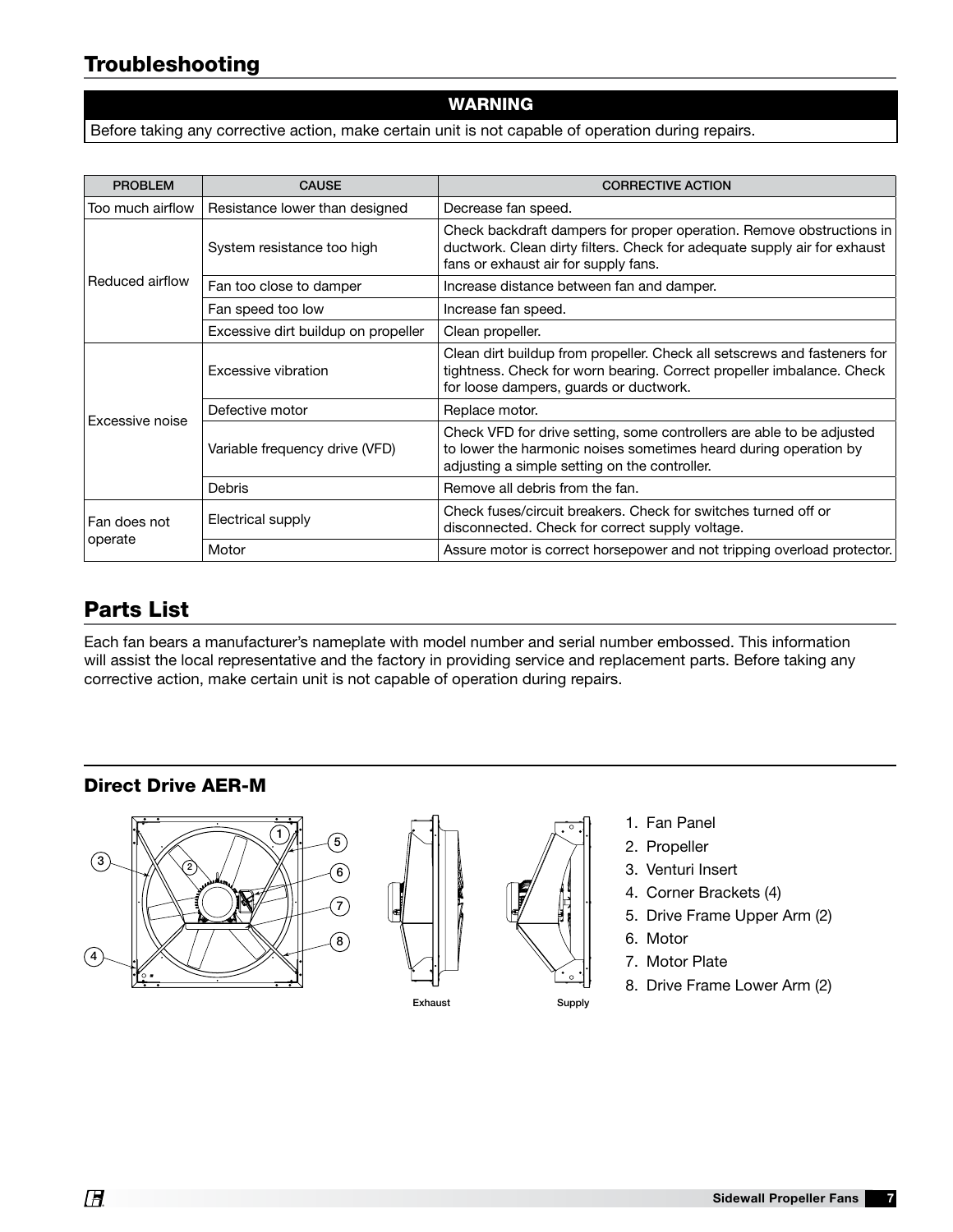## Troubleshooting

**WARNING**

Before taking any corrective action, make certain unit is not capable of operation during repairs.

| PROBLEM | CAUSE | CORRECTIVE ACTION |
|---|---|---|
| Too much airflow | Resistance lower than designed | Decrease fan speed. |
| Reduced airflow | System resistance too high | Check backdraft dampers for proper operation. Remove obstructions in ductwork. Clean dirty filters. Check for adequate supply air for exhaust fans or exhaust air for supply fans. |
| | Fan too close to damper | Increase distance between fan and damper. |
| | Fan speed too low | Increase fan speed. |
| | Excessive dirt buildup on propeller | Clean propeller. |
| Excessive noise | Excessive vibration | Clean dirt buildup from propeller. Check all setscrews and fasteners for tightness. Check for worn bearing. Correct propeller imbalance. Check for loose dampers, guards or ductwork. |
| | Defective motor | Replace motor. |
| | Variable frequency drive (VFD) | Check VFD for drive setting, some controllers are able to be adjusted to lower the harmonic noises sometimes heard during operation by adjusting a simple setting on the controller. |
| | Debris | Remove all debris from the fan. |
| Fan does not operate | Electrical supply | Check fuses/circuit breakers. Check for switches turned off or disconnected. Check for correct supply voltage. |
| | Motor | Assure motor is correct horsepower and not tripping overload protector. |

## Parts List

Each fan bears a manufacturer's nameplate with model number and serial number embossed. This information will assist the local representative and the factory in providing service and replacement parts. Before taking any corrective action, make certain unit is not capable of operation during repairs.

### Direct Drive AER-M

Exhaust    Supply

1. Fan Panel
2. Propeller
3. Venturi Insert
4. Corner Brackets (4)
5. Drive Frame Upper Arm (2)
6. Motor
7. Motor Plate
8. Drive Frame Lower Arm (2)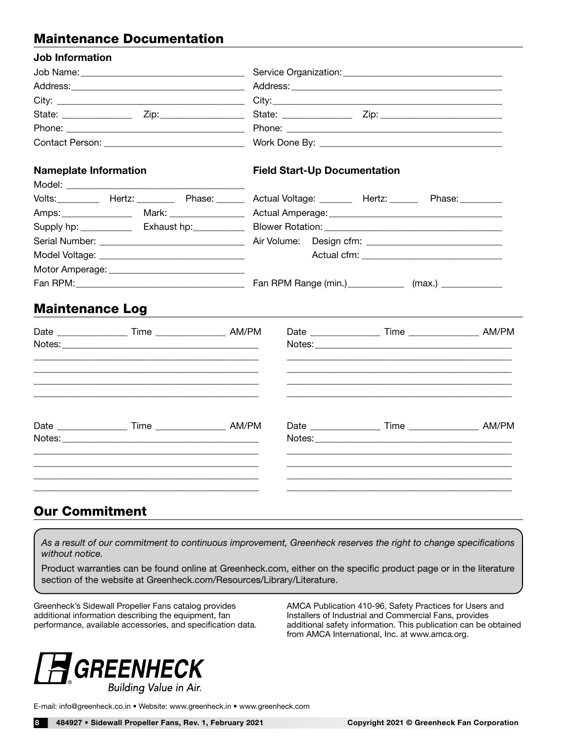## Maintenance Documentation

### Job Information

Job Name: ______________________________

Address: ______________________________

City: ______________________________

State: ____________ Zip: ______________

Phone: ______________________________

Contact Person: ______________________________

Service Organization: ______________________________

Address: ______________________________

City: ______________________________

State: ____________ Zip: ______________

Phone: ______________________________

Work Done By: ______________________________

### Nameplate Information

Model: ______________________________

Volts: ________ Hertz: ________ Phase: ______

Amps: ____________ Mark: ______________

Supply hp: __________ Exhaust hp: __________

Serial Number: ______________________________

Model Voltage: ______________________________

Motor Amperage: ______________________________

Fan RPM: ______________________________

### Field Start-Up Documentation

Actual Voltage: _______ Hertz: ______ Phase: ________

Actual Amperage: ______________________________

Blower Rotation: ______________________________

Air Volume: Design cfm: ______________________________

Actual cfm: ______________________________

Fan RPM Range (min.) ___________ (max.) ____________

## Maintenance Log

Date ______________ Time ______________ AM/PM

Notes: ______________________________

Date ______________ Time ______________ AM/PM

Notes: ______________________________

Date ______________ Time ______________ AM/PM

Notes: ______________________________

Date ______________ Time ______________ AM/PM

Notes: ______________________________

## Our Commitment

*As a result of our commitment to continuous improvement, Greenheck reserves the right to change specifications without notice.*

Product warranties can be found online at Greenheck.com, either on the specific product page or in the literature section of the website at Greenheck.com/Resources/Library/Literature.

Greenheck's Sidewall Propeller Fans catalog provides additional information describing the equipment, fan performance, available accessories, and specification data.

AMCA Publication 410-96, Safety Practices for Users and Installers of Industrial and Commercial Fans, provides additional safety information. This publication can be obtained from AMCA International, Inc. at www.amca.org.

GREENHECK
Building Value in Air.

E-mail: info@greenheck.co.in • Website: www.greenheck.in • www.greenheck.com

484927 • Sidewall Propeller Fans, Rev. 1, February 2021

Copyright 2021 © Greenheck Fan Corporation